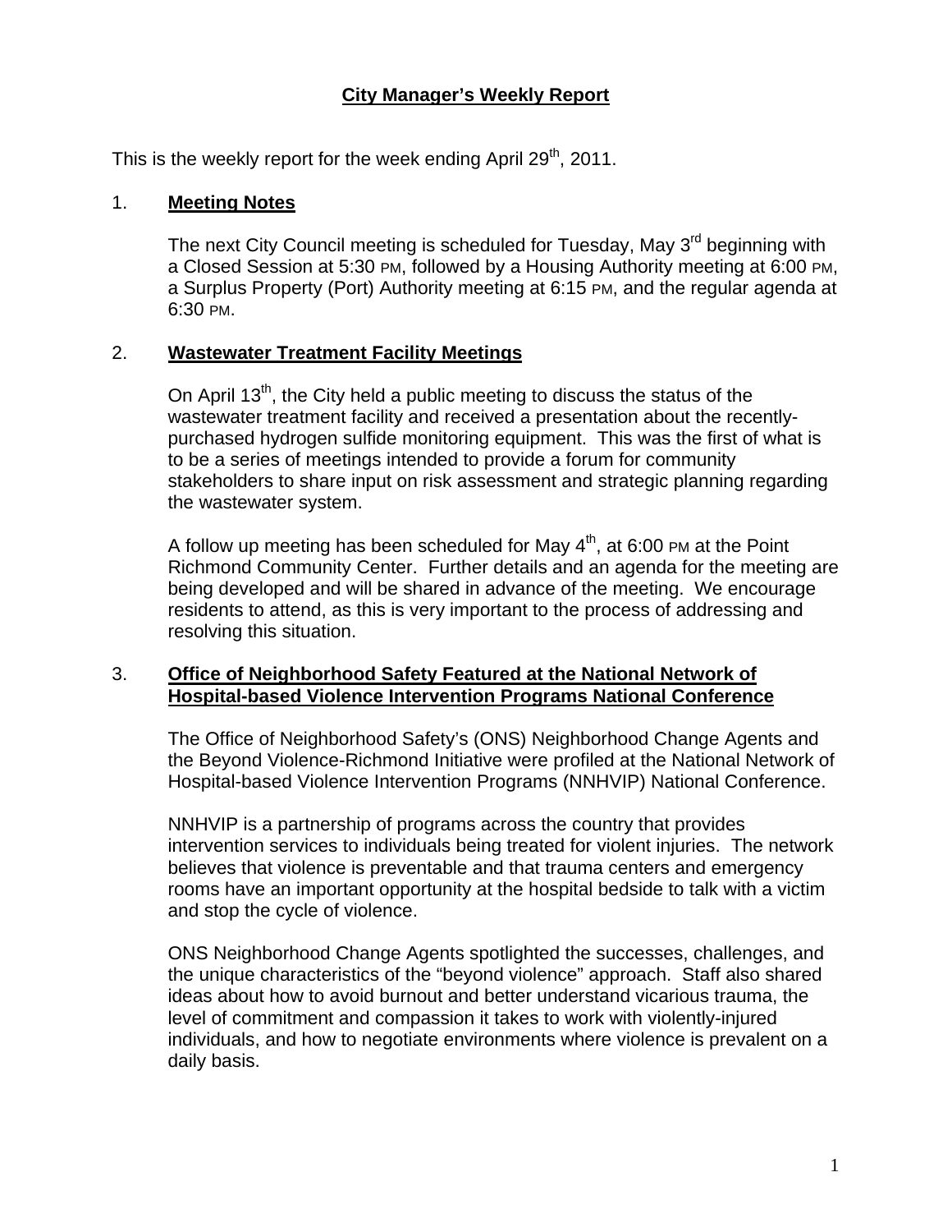# City Manager's Weekly Report

This is the weekly report for the week ending April 29th, 2011.

## 1. Meeting Notes

The next City Council meeting is scheduled for Tuesday, May 3rd beginning with a Closed Session at 5:30 PM, followed by a Housing Authority meeting at 6:00 PM, a Surplus Property (Port) Authority meeting at 6:15 PM, and the regular agenda at 6:30 PM.

## 2. Wastewater Treatment Facility Meetings

On April 13th, the City held a public meeting to discuss the status of the wastewater treatment facility and received a presentation about the recently-purchased hydrogen sulfide monitoring equipment. This was the first of what is to be a series of meetings intended to provide a forum for community stakeholders to share input on risk assessment and strategic planning regarding the wastewater system.

A follow up meeting has been scheduled for May 4th, at 6:00 PM at the Point Richmond Community Center. Further details and an agenda for the meeting are being developed and will be shared in advance of the meeting. We encourage residents to attend, as this is very important to the process of addressing and resolving this situation.

## 3. Office of Neighborhood Safety Featured at the National Network of Hospital-based Violence Intervention Programs National Conference

The Office of Neighborhood Safety's (ONS) Neighborhood Change Agents and the Beyond Violence-Richmond Initiative were profiled at the National Network of Hospital-based Violence Intervention Programs (NNHVIP) National Conference.

NNHVIP is a partnership of programs across the country that provides intervention services to individuals being treated for violent injuries. The network believes that violence is preventable and that trauma centers and emergency rooms have an important opportunity at the hospital bedside to talk with a victim and stop the cycle of violence.

ONS Neighborhood Change Agents spotlighted the successes, challenges, and the unique characteristics of the "beyond violence" approach. Staff also shared ideas about how to avoid burnout and better understand vicarious trauma, the level of commitment and compassion it takes to work with violently-injured individuals, and how to negotiate environments where violence is prevalent on a daily basis.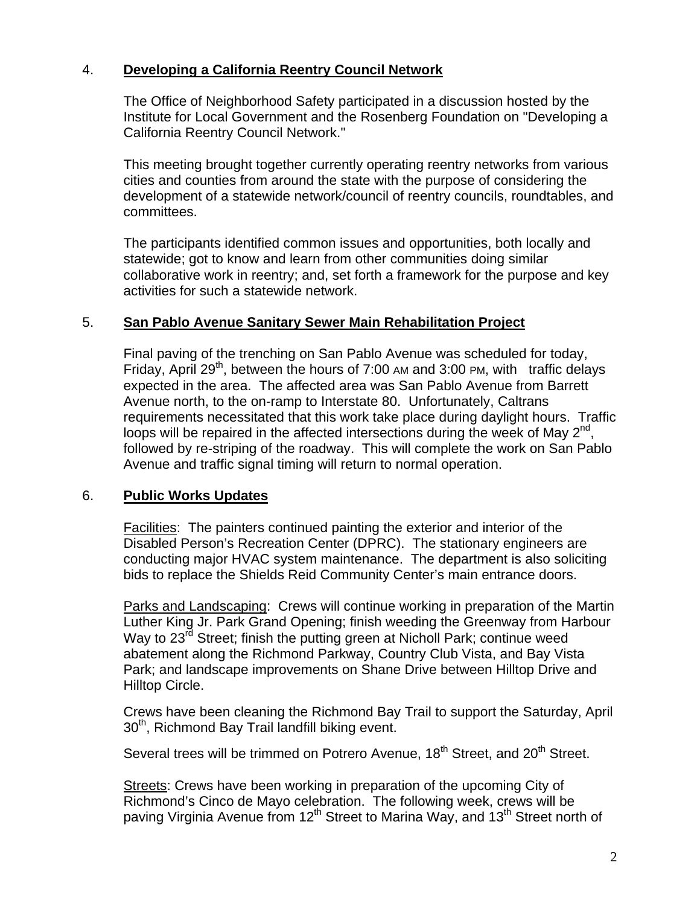## 4. **Developing a California Reentry Council Network**

The Office of Neighborhood Safety participated in a discussion hosted by the Institute for Local Government and the Rosenberg Foundation on "Developing a California Reentry Council Network."

This meeting brought together currently operating reentry networks from various cities and counties from around the state with the purpose of considering the development of a statewide network/council of reentry councils, roundtables, and committees.

The participants identified common issues and opportunities, both locally and statewide; got to know and learn from other communities doing similar collaborative work in reentry; and, set forth a framework for the purpose and key activities for such a statewide network.

## 5. **San Pablo Avenue Sanitary Sewer Main Rehabilitation Project**

Final paving of the trenching on San Pablo Avenue was scheduled for today, Friday, April 29th, between the hours of 7:00 AM and 3:00 PM, with traffic delays expected in the area. The affected area was San Pablo Avenue from Barrett Avenue north, to the on-ramp to Interstate 80. Unfortunately, Caltrans requirements necessitated that this work take place during daylight hours. Traffic loops will be repaired in the affected intersections during the week of May 2nd, followed by re-striping of the roadway. This will complete the work on San Pablo Avenue and traffic signal timing will return to normal operation.

## 6. **Public Works Updates**

Facilities: The painters continued painting the exterior and interior of the Disabled Person's Recreation Center (DPRC). The stationary engineers are conducting major HVAC system maintenance. The department is also soliciting bids to replace the Shields Reid Community Center's main entrance doors.

Parks and Landscaping: Crews will continue working in preparation of the Martin Luther King Jr. Park Grand Opening; finish weeding the Greenway from Harbour Way to 23rd Street; finish the putting green at Nicholl Park; continue weed abatement along the Richmond Parkway, Country Club Vista, and Bay Vista Park; and landscape improvements on Shane Drive between Hilltop Drive and Hilltop Circle.

Crews have been cleaning the Richmond Bay Trail to support the Saturday, April 30th, Richmond Bay Trail landfill biking event.

Several trees will be trimmed on Potrero Avenue, 18th Street, and 20th Street.

Streets: Crews have been working in preparation of the upcoming City of Richmond's Cinco de Mayo celebration. The following week, crews will be paving Virginia Avenue from 12th Street to Marina Way, and 13th Street north of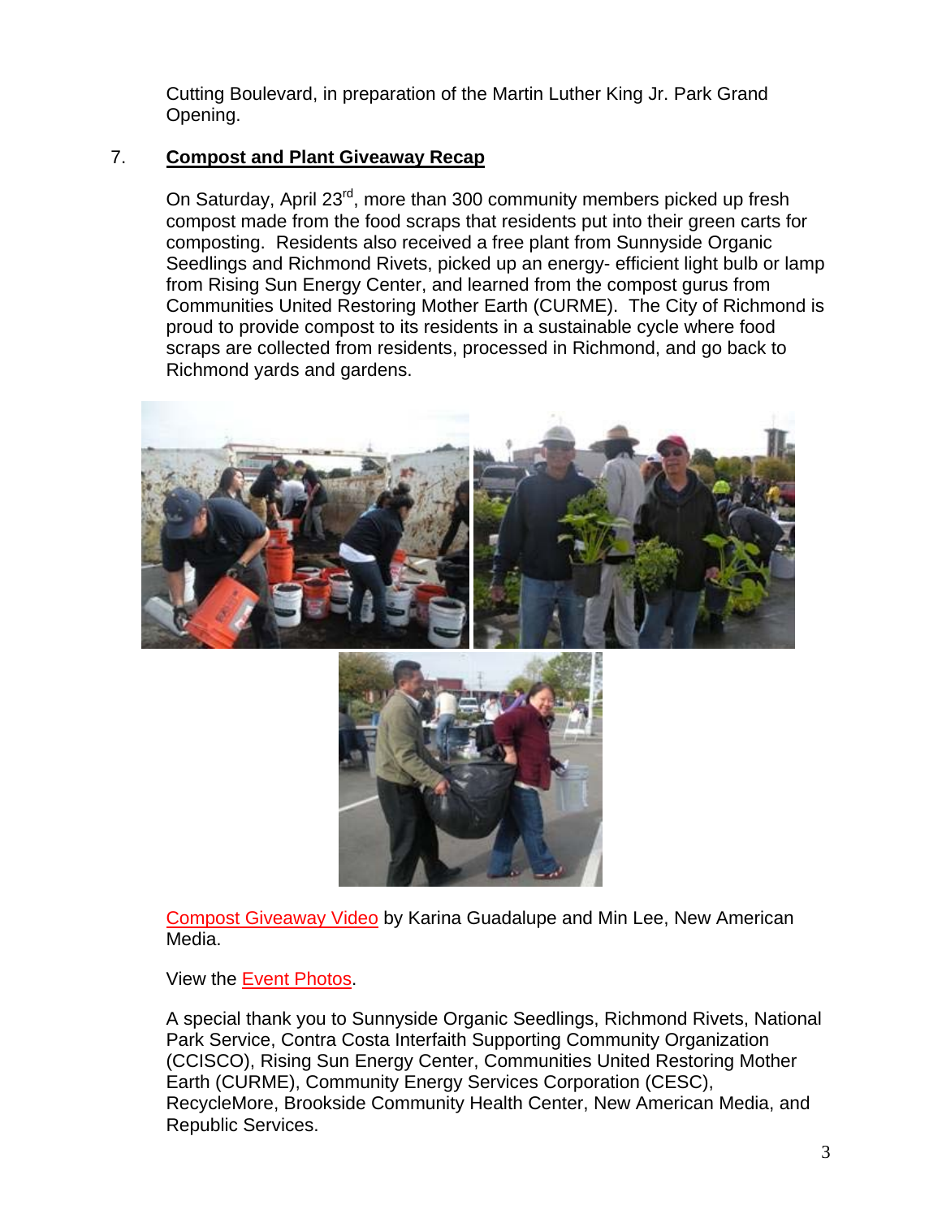Cutting Boulevard, in preparation of the Martin Luther King Jr. Park Grand Opening.

7. **Compost and Plant Giveaway Recap**

On Saturday, April 23rd, more than 300 community members picked up fresh compost made from the food scraps that residents put into their green carts for composting. Residents also received a free plant from Sunnyside Organic Seedlings and Richmond Rivets, picked up an energy- efficient light bulb or lamp from Rising Sun Energy Center, and learned from the compost gurus from Communities United Restoring Mother Earth (CURME). The City of Richmond is proud to provide compost to its residents in a sustainable cycle where food scraps are collected from residents, processed in Richmond, and go back to Richmond yards and gardens.

Compost Giveaway Video by Karina Guadalupe and Min Lee, New American Media.

View the Event Photos.

A special thank you to Sunnyside Organic Seedlings, Richmond Rivets, National Park Service, Contra Costa Interfaith Supporting Community Organization (CCISCO), Rising Sun Energy Center, Communities United Restoring Mother Earth (CURME), Community Energy Services Corporation (CESC), RecycleMore, Brookside Community Health Center, New American Media, and Republic Services.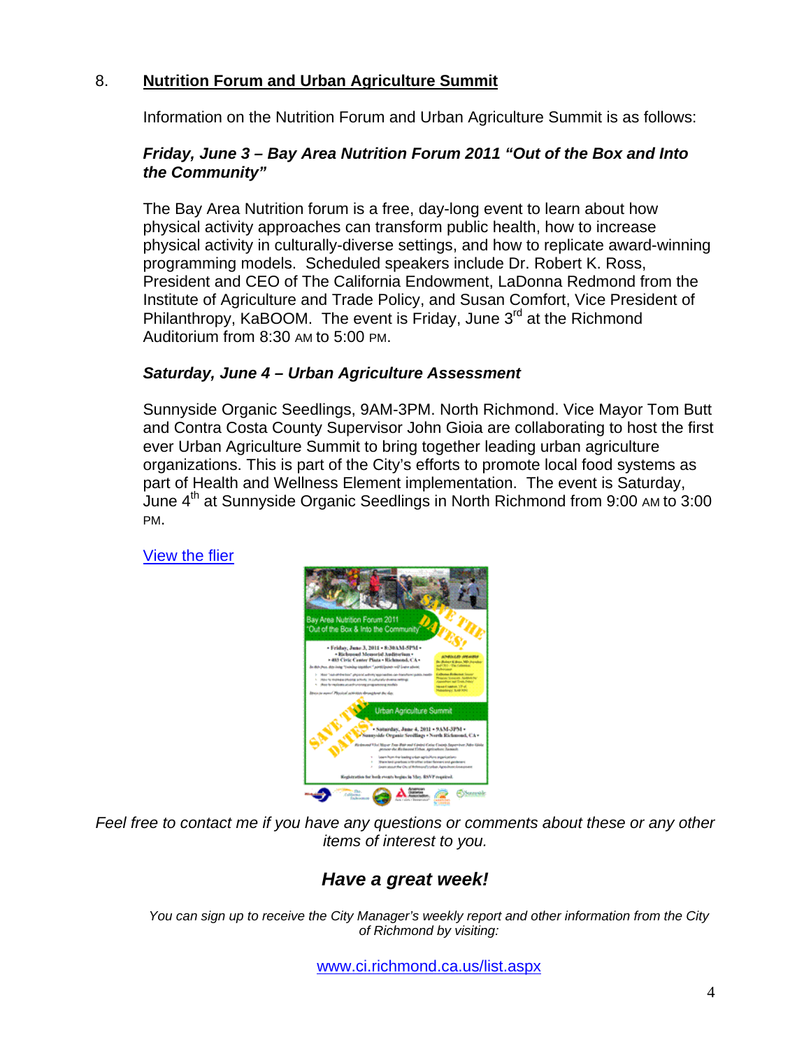## 8. Nutrition Forum and Urban Agriculture Summit

Information on the Nutrition Forum and Urban Agriculture Summit is as follows:

***Friday, June 3 – Bay Area Nutrition Forum 2011 "Out of the Box and Into the Community"***

The Bay Area Nutrition forum is a free, day-long event to learn about how physical activity approaches can transform public health, how to increase physical activity in culturally-diverse settings, and how to replicate award-winning programming models. Scheduled speakers include Dr. Robert K. Ross, President and CEO of The California Endowment, LaDonna Redmond from the Institute of Agriculture and Trade Policy, and Susan Comfort, Vice President of Philanthropy, KaBOOM. The event is Friday, June 3rd at the Richmond Auditorium from 8:30 AM to 5:00 PM.

***Saturday, June 4 – Urban Agriculture Assessment***

Sunnyside Organic Seedlings, 9AM-3PM. North Richmond. Vice Mayor Tom Butt and Contra Costa County Supervisor John Gioia are collaborating to host the first ever Urban Agriculture Summit to bring together leading urban agriculture organizations. This is part of the City's efforts to promote local food systems as part of Health and Wellness Element implementation. The event is Saturday, June 4th at Sunnyside Organic Seedlings in North Richmond from 9:00 AM to 3:00 PM.

View the flier

*Feel free to contact me if you have any questions or comments about these or any other items of interest to you.*

### *Have a great week!*

*You can sign up to receive the City Manager's weekly report and other information from the City of Richmond by visiting:*

www.ci.richmond.ca.us/list.aspx